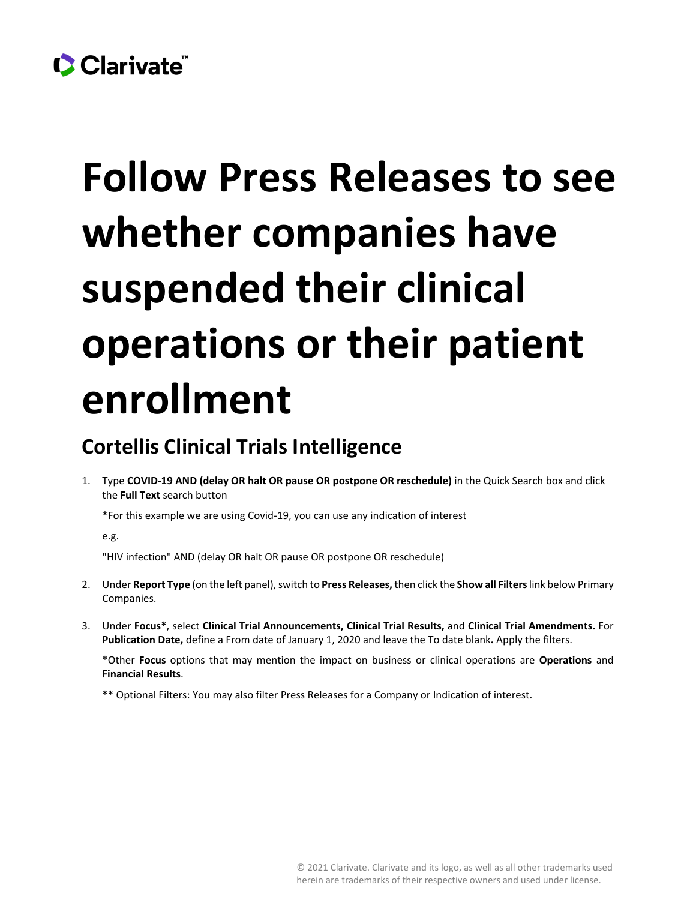Clarivate™

# Follow Press Releases to see whether companies have suspended their clinical operations or their patient enrollment

## Cortellis Clinical Trials Intelligence

1. Type **COVID-19 AND (delay OR halt OR pause OR postpone OR reschedule)** in the Quick Search box and click the **Full Text** search button

   *For this example we are using Covid-19, you can use any indication of interest

   e.g.

   "HIV infection" AND (delay OR halt OR pause OR postpone OR reschedule)

2. Under **Report Type** (on the left panel), switch to **Press Releases,** then click the **Show all Filters** link below Primary Companies.

3. Under **Focus***, select **Clinical Trial Announcements, Clinical Trial Results,** and **Clinical Trial Amendments.** For **Publication Date,** define a From date of January 1, 2020 and leave the To date blank**.** Apply the filters.

   *Other **Focus** options that may mention the impact on business or clinical operations are **Operations** and **Financial Results**.

   ** Optional Filters: You may also filter Press Releases for a Company or Indication of interest.

© 2021 Clarivate. Clarivate and its logo, as well as all other trademarks used herein are trademarks of their respective owners and used under license.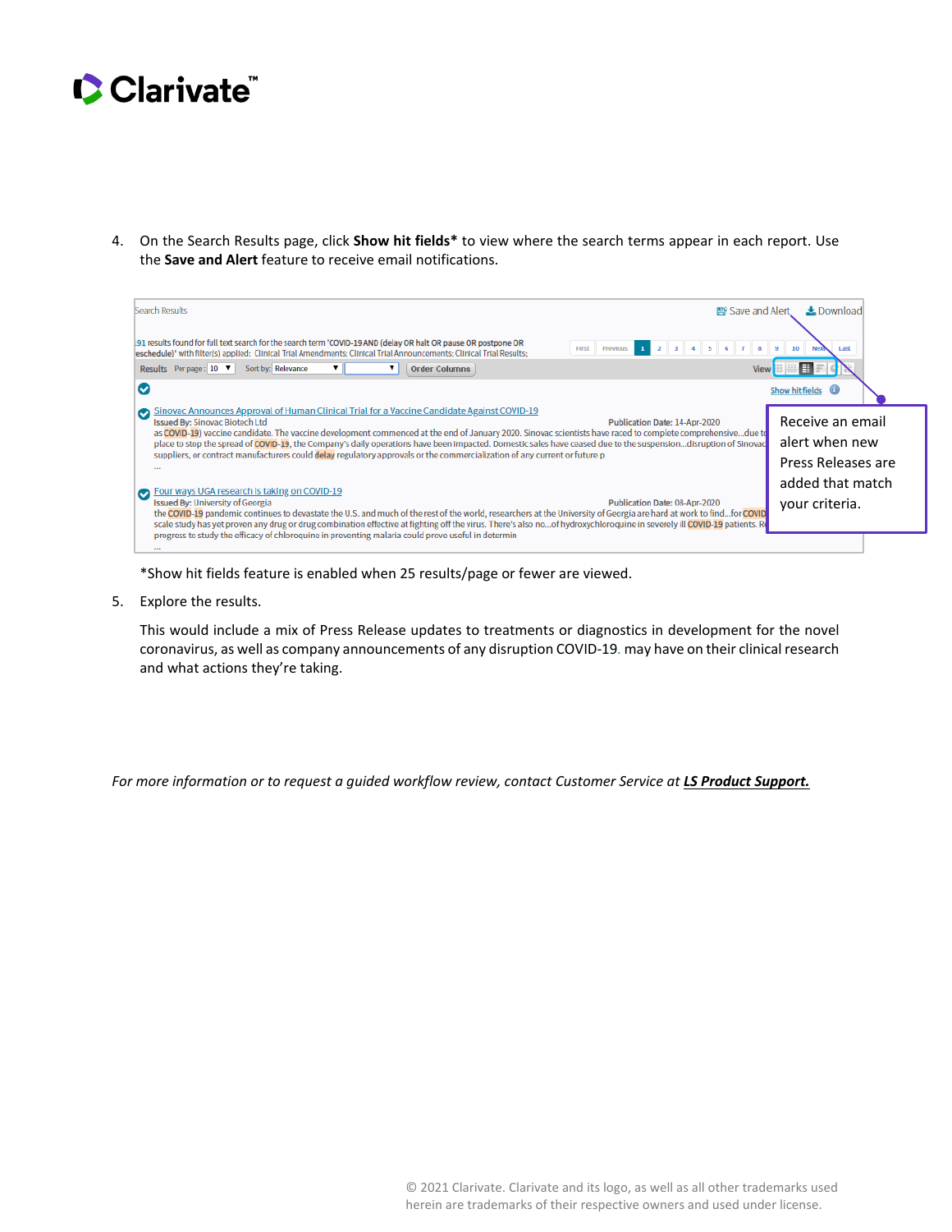4. On the Search Results page, click **Show hit fields*** to view where the search terms appear in each report. Use the **Save and Alert** feature to receive email notifications.

Search Results

Save and Alert

Download

191 results found for full text search for the search term 'COVID-19 AND (delay OR halt OR pause OR postpone OR reschedule)' with filter(s) applied: Clinical Trial Amendments; Clinical Trial Announcements; Clinical Trial Results;

Results Per page: 10 Sort by: Relevance Order Columns View

Show hit fields

Sinovac Announces Approval of Human Clinical Trial for a Vaccine Candidate Against COVID-19

**Issued By:** Sinovac Biotech Ltd **Publication Date:** 14-Apr-2020

as COVID-19) vaccine candidate. The vaccine development commenced at the end of January 2020. Sinovac scientists have raced to complete comprehensive...due to place to stop the spread of COVID-19, the Company's daily operations have been impacted. Domestic sales have ceased due to the suspension...disruption of Sinovac suppliers, or contract manufacturers could delay regulatory approvals or the commercialization of any current or future p

...

Four ways UGA research is taking on COVID-19

**Issued By:** University of Georgia **Publication Date:** 08-Apr-2020

the COVID-19 pandemic continues to devastate the U.S. and much of the rest of the world, researchers at the University of Georgia are hard at work to find...for COVID scale study has yet proven any drug or drug combination effective at fighting off the virus. There's also no...of hydroxychloroquine in severely ill COVID-19 patients. R progress to study the efficacy of chloroquine in preventing malaria could prove useful in determin

...

Receive an email alert when new Press Releases are added that match your criteria.

*Show hit fields feature is enabled when 25 results/page or fewer are viewed.

5. Explore the results.

   This would include a mix of Press Release updates to treatments or diagnostics in development for the novel coronavirus, as well as company announcements of any disruption COVID-19. may have on their clinical research and what actions they're taking.

*For more information or to request a guided workflow review, contact Customer Service at* ***LS Product Support.***

© 2021 Clarivate. Clarivate and its logo, as well as all other trademarks used herein are trademarks of their respective owners and used under license.